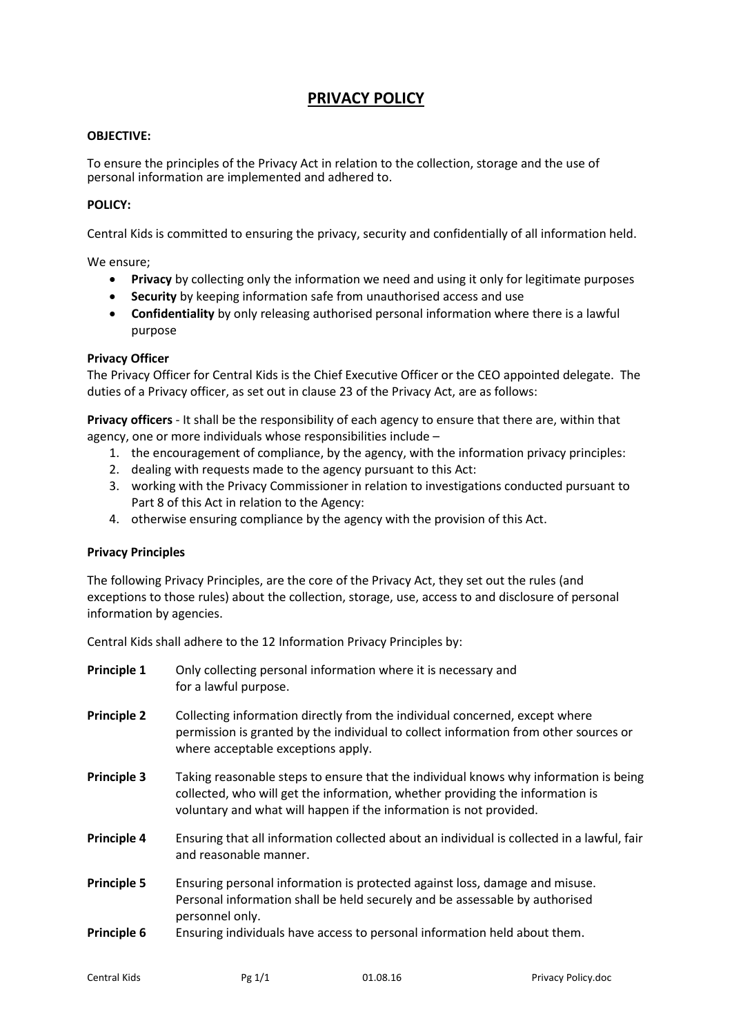# PRIVACY POLICY

**OBJECTIVE:**

To ensure the principles of the Privacy Act in relation to the collection, storage and the use of personal information are implemented and adhered to.

**POLICY:**

Central Kids is committed to ensuring the privacy, security and confidentially of all information held.

We ensure;

- **Privacy** by collecting only the information we need and using it only for legitimate purposes
- **Security** by keeping information safe from unauthorised access and use
- **Confidentiality** by only releasing authorised personal information where there is a lawful purpose

**Privacy Officer**

The Privacy Officer for Central Kids is the Chief Executive Officer or the CEO appointed delegate. The duties of a Privacy officer, as set out in clause 23 of the Privacy Act, are as follows:

**Privacy officers** - It shall be the responsibility of each agency to ensure that there are, within that agency, one or more individuals whose responsibilities include –

1. the encouragement of compliance, by the agency, with the information privacy principles:
2. dealing with requests made to the agency pursuant to this Act:
3. working with the Privacy Commissioner in relation to investigations conducted pursuant to Part 8 of this Act in relation to the Agency:
4. otherwise ensuring compliance by the agency with the provision of this Act.

**Privacy Principles**

The following Privacy Principles, are the core of the Privacy Act, they set out the rules (and exceptions to those rules) about the collection, storage, use, access to and disclosure of personal information by agencies.

Central Kids shall adhere to the 12 Information Privacy Principles by:

**Principle 1** Only collecting personal information where it is necessary and for a lawful purpose.

**Principle 2** Collecting information directly from the individual concerned, except where permission is granted by the individual to collect information from other sources or where acceptable exceptions apply.

**Principle 3** Taking reasonable steps to ensure that the individual knows why information is being collected, who will get the information, whether providing the information is voluntary and what will happen if the information is not provided.

**Principle 4** Ensuring that all information collected about an individual is collected in a lawful, fair and reasonable manner.

**Principle 5** Ensuring personal information is protected against loss, damage and misuse. Personal information shall be held securely and be assessable by authorised personnel only.

**Principle 6** Ensuring individuals have access to personal information held about them.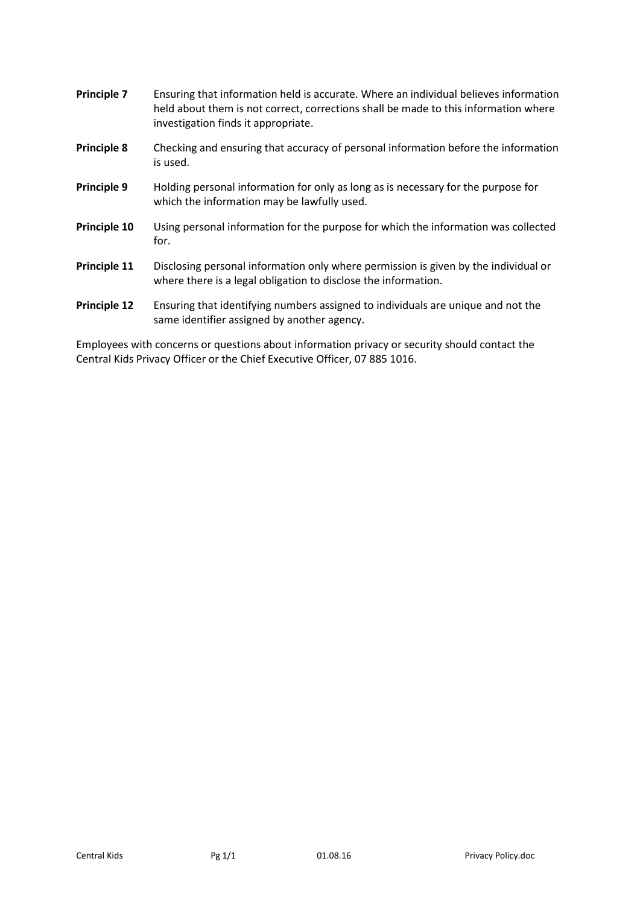**Principle 7** Ensuring that information held is accurate. Where an individual believes information held about them is not correct, corrections shall be made to this information where investigation finds it appropriate.

**Principle 8** Checking and ensuring that accuracy of personal information before the information is used.

**Principle 9** Holding personal information for only as long as is necessary for the purpose for which the information may be lawfully used.

**Principle 10** Using personal information for the purpose for which the information was collected for.

**Principle 11** Disclosing personal information only where permission is given by the individual or where there is a legal obligation to disclose the information.

**Principle 12** Ensuring that identifying numbers assigned to individuals are unique and not the same identifier assigned by another agency.

Employees with concerns or questions about information privacy or security should contact the Central Kids Privacy Officer or the Chief Executive Officer, 07 885 1016.